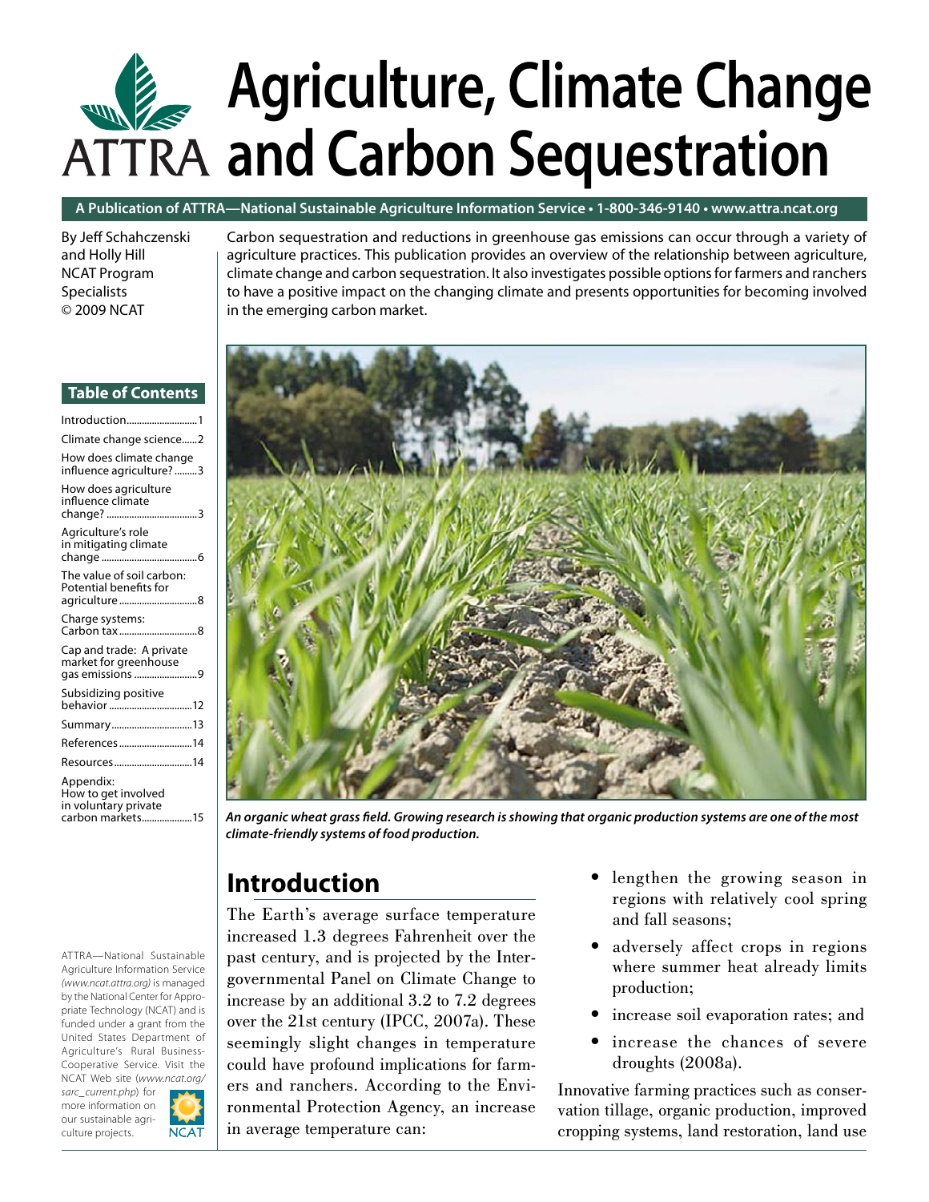# Agriculture, Climate Change and Carbon Sequestration

**A Publication of ATTRA—National Sustainable Agriculture Information Service • 1-800-346-9140 • www.attra.ncat.org**

By Jeff Schahczenski and Holly Hill
NCAT Program Specialists
© 2009 NCAT

Carbon sequestration and reductions in greenhouse gas emissions can occur through a variety of agriculture practices. This publication provides an overview of the relationship between agriculture, climate change and carbon sequestration. It also investigates possible options for farmers and ranchers to have a positive impact on the changing climate and presents opportunities for becoming involved in the emerging carbon market.

**Table of Contents**

- Introduction....1
- Climate change science....2
- How does climate change influence agriculture?....3
- How does agriculture influence climate change?....3
- Agriculture's role in mitigating climate change....6
- The value of soil carbon: Potential benefits for agriculture....8
- Charge systems: Carbon tax....8
- Cap and trade: A private market for greenhouse gas emissions....9
- Subsidizing positive behavior....12
- Summary....13
- References....14
- Resources....14
- Appendix: How to get involved in voluntary private carbon markets....15

***An organic wheat grass field. Growing research is showing that organic production systems are one of the most climate-friendly systems of food production.***

## Introduction

The Earth's average surface temperature increased 1.3 degrees Fahrenheit over the past century, and is projected by the Intergovernmental Panel on Climate Change to increase by an additional 3.2 to 7.2 degrees over the 21st century (IPCC, 2007a). These seemingly slight changes in temperature could have profound implications for farmers and ranchers. According to the Environmental Protection Agency, an increase in average temperature can:

- lengthen the growing season in regions with relatively cool spring and fall seasons;
- adversely affect crops in regions where summer heat already limits production;
- increase soil evaporation rates; and
- increase the chances of severe droughts (2008a).

Innovative farming practices such as conservation tillage, organic production, improved cropping systems, land restoration, land use

ATTRA—National Sustainable Agriculture Information Service *(www.ncat.attra.org)* is managed by the National Center for Appropriate Technology (NCAT) and is funded under a grant from the United States Department of Agriculture's Rural Business-Cooperative Service. Visit the NCAT Web site (*www.ncat.org/sarc_current.php*) for more information on our sustainable agriculture projects.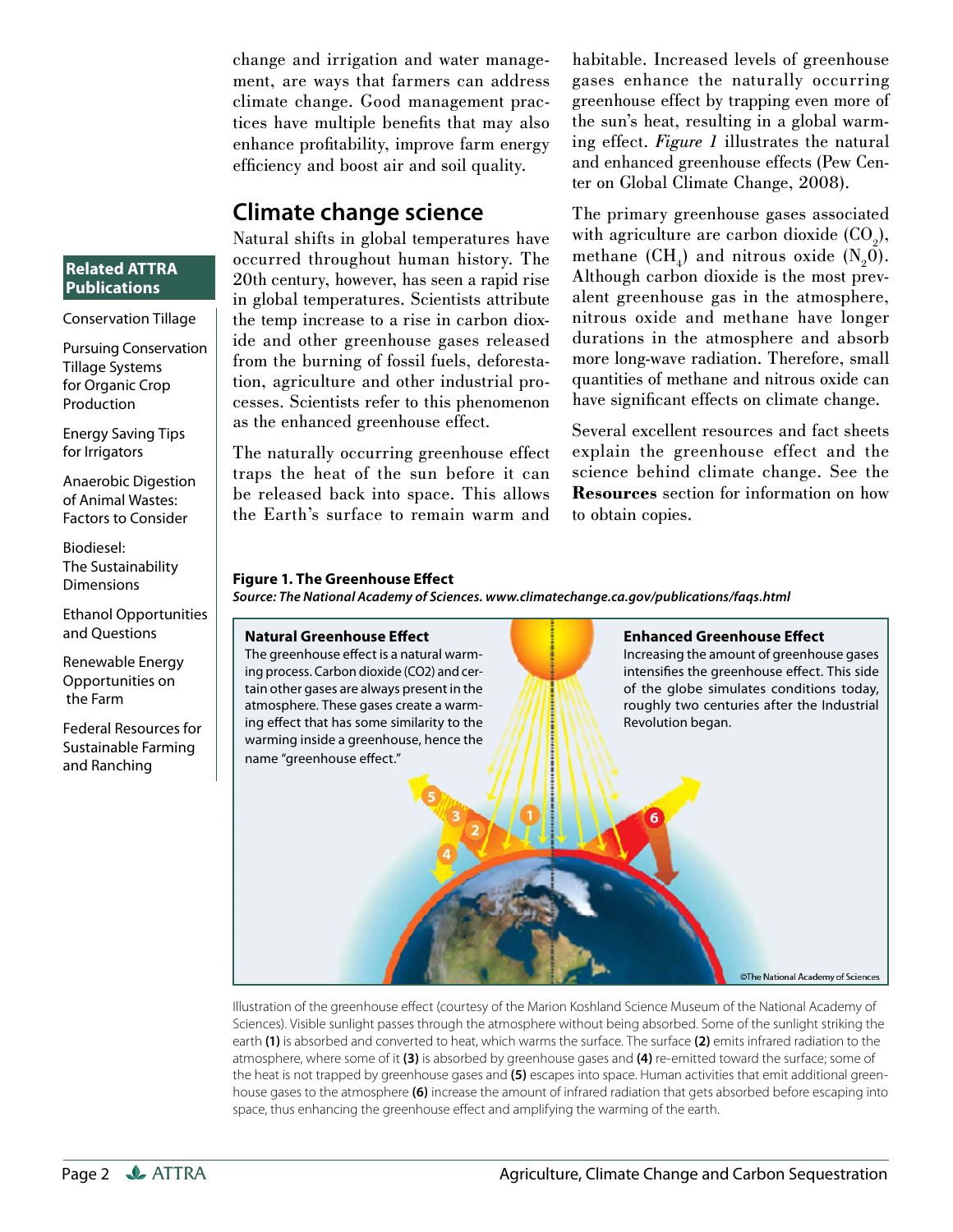change and irrigation and water management, are ways that farmers can address climate change. Good management practices have multiple benefits that may also enhance profitability, improve farm energy efficiency and boost air and soil quality.

## Climate change science

Natural shifts in global temperatures have occurred throughout human history. The 20th century, however, has seen a rapid rise in global temperatures. Scientists attribute the temp increase to a rise in carbon dioxide and other greenhouse gases released from the burning of fossil fuels, deforestation, agriculture and other industrial processes. Scientists refer to this phenomenon as the enhanced greenhouse effect.

The naturally occurring greenhouse effect traps the heat of the sun before it can be released back into space. This allows the Earth's surface to remain warm and habitable. Increased levels of greenhouse gases enhance the naturally occurring greenhouse effect by trapping even more of the sun's heat, resulting in a global warming effect. *Figure 1* illustrates the natural and enhanced greenhouse effects (Pew Center on Global Climate Change, 2008).

The primary greenhouse gases associated with agriculture are carbon dioxide ($CO_2$), methane ($CH_4$) and nitrous oxide ($N_2O$). Although carbon dioxide is the most prevalent greenhouse gas in the atmosphere, nitrous oxide and methane have longer durations in the atmosphere and absorb more long-wave radiation. Therefore, small quantities of methane and nitrous oxide can have significant effects on climate change.

Several excellent resources and fact sheets explain the greenhouse effect and the science behind climate change. See the **Resources** section for information on how to obtain copies.

**Related ATTRA Publications**

- Conservation Tillage
- Pursuing Conservation Tillage Systems for Organic Crop Production
- Energy Saving Tips for Irrigators
- Anaerobic Digestion of Animal Wastes: Factors to Consider
- Biodiesel: The Sustainability Dimensions
- Ethanol Opportunities and Questions
- Renewable Energy Opportunities on the Farm
- Federal Resources for Sustainable Farming and Ranching

**Figure 1. The Greenhouse Effect**

***Source: The National Academy of Sciences. www.climatechange.ca.gov/publications/faqs.html***

**Natural Greenhouse Effect**
The greenhouse effect is a natural warming process. Carbon dioxide (CO2) and certain other gases are always present in the atmosphere. These gases create a warming effect that has some similarity to the warming inside a greenhouse, hence the name "greenhouse effect."

**Enhanced Greenhouse Effect**
Increasing the amount of greenhouse gases intensifies the greenhouse effect. This side of the globe simulates conditions today, roughly two centuries after the Industrial Revolution began.

©The National Academy of Sciences

Illustration of the greenhouse effect (courtesy of the Marion Koshland Science Museum of the National Academy of Sciences). Visible sunlight passes through the atmosphere without being absorbed. Some of the sunlight striking the earth **(1)** is absorbed and converted to heat, which warms the surface. The surface **(2)** emits infrared radiation to the atmosphere, where some of it **(3)** is absorbed by greenhouse gases and **(4)** re-emitted toward the surface; some of the heat is not trapped by greenhouse gases and **(5)** escapes into space. Human activities that emit additional greenhouse gases to the atmosphere **(6)** increase the amount of infrared radiation that gets absorbed before escaping into space, thus enhancing the greenhouse effect and amplifying the warming of the earth.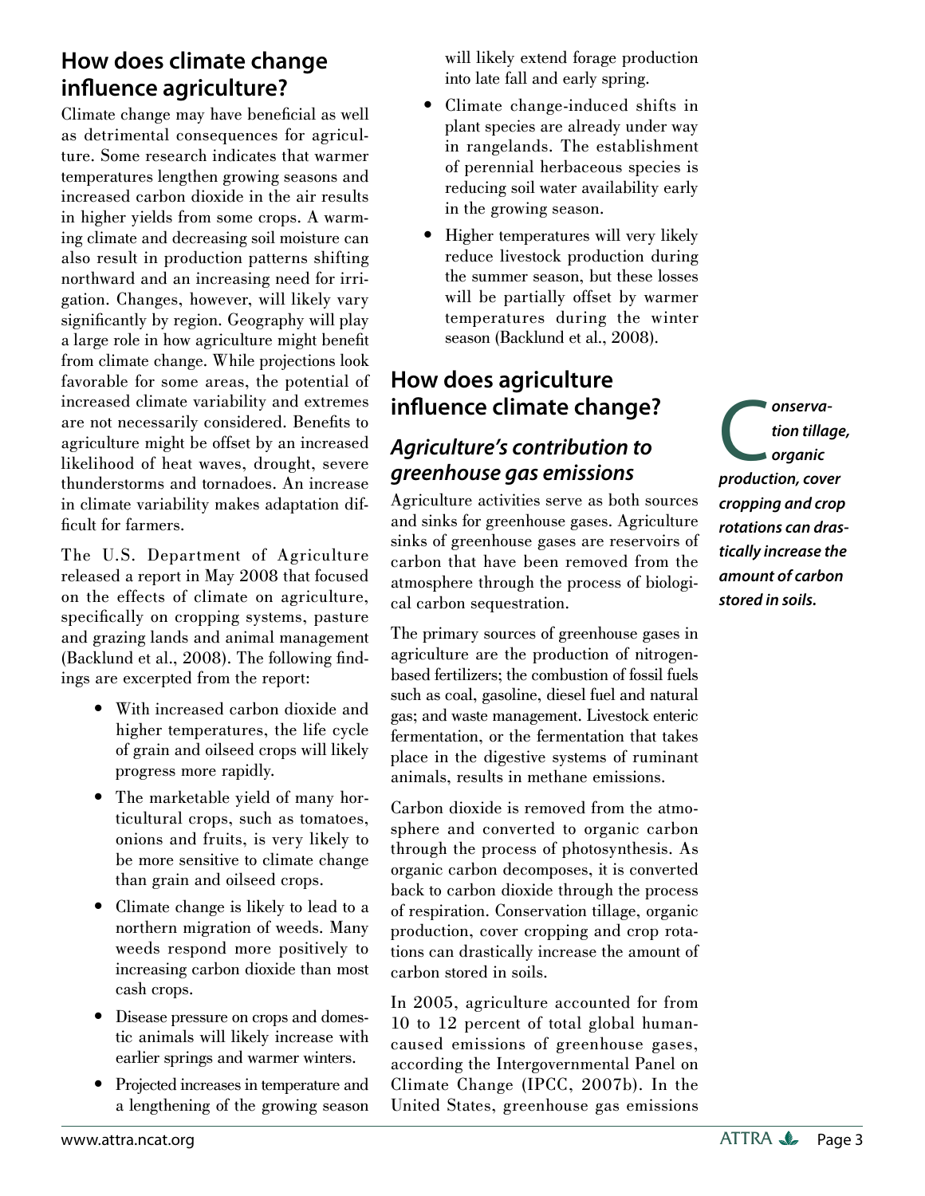## How does climate change influence agriculture?

Climate change may have beneficial as well as detrimental consequences for agriculture. Some research indicates that warmer temperatures lengthen growing seasons and increased carbon dioxide in the air results in higher yields from some crops. A warming climate and decreasing soil moisture can also result in production patterns shifting northward and an increasing need for irrigation. Changes, however, will likely vary significantly by region. Geography will play a large role in how agriculture might benefit from climate change. While projections look favorable for some areas, the potential of increased climate variability and extremes are not necessarily considered. Benefits to agriculture might be offset by an increased likelihood of heat waves, drought, severe thunderstorms and tornadoes. An increase in climate variability makes adaptation difficult for farmers.

The U.S. Department of Agriculture released a report in May 2008 that focused on the effects of climate on agriculture, specifically on cropping systems, pasture and grazing lands and animal management (Backlund et al., 2008). The following findings are excerpted from the report:

- With increased carbon dioxide and higher temperatures, the life cycle of grain and oilseed crops will likely progress more rapidly.
- The marketable yield of many horticultural crops, such as tomatoes, onions and fruits, is very likely to be more sensitive to climate change than grain and oilseed crops.
- Climate change is likely to lead to a northern migration of weeds. Many weeds respond more positively to increasing carbon dioxide than most cash crops.
- Disease pressure on crops and domestic animals will likely increase with earlier springs and warmer winters.
- Projected increases in temperature and a lengthening of the growing season will likely extend forage production into late fall and early spring.
- Climate change-induced shifts in plant species are already under way in rangelands. The establishment of perennial herbaceous species is reducing soil water availability early in the growing season.
- Higher temperatures will very likely reduce livestock production during the summer season, but these losses will be partially offset by warmer temperatures during the winter season (Backlund et al., 2008).

## How does agriculture influence climate change?

### *Agriculture's contribution to greenhouse gas emissions*

Agriculture activities serve as both sources and sinks for greenhouse gases. Agriculture sinks of greenhouse gases are reservoirs of carbon that have been removed from the atmosphere through the process of biological carbon sequestration.

The primary sources of greenhouse gases in agriculture are the production of nitrogen-based fertilizers; the combustion of fossil fuels such as coal, gasoline, diesel fuel and natural gas; and waste management. Livestock enteric fermentation, or the fermentation that takes place in the digestive systems of ruminant animals, results in methane emissions.

Carbon dioxide is removed from the atmosphere and converted to organic carbon through the process of photosynthesis. As organic carbon decomposes, it is converted back to carbon dioxide through the process of respiration. Conservation tillage, organic production, cover cropping and crop rotations can drastically increase the amount of carbon stored in soils.

***Conservation tillage, organic production, cover cropping and crop rotations can drastically increase the amount of carbon stored in soils.***

In 2005, agriculture accounted for from 10 to 12 percent of total global human-caused emissions of greenhouse gases, according the Intergovernmental Panel on Climate Change (IPCC, 2007b). In the United States, greenhouse gas emissions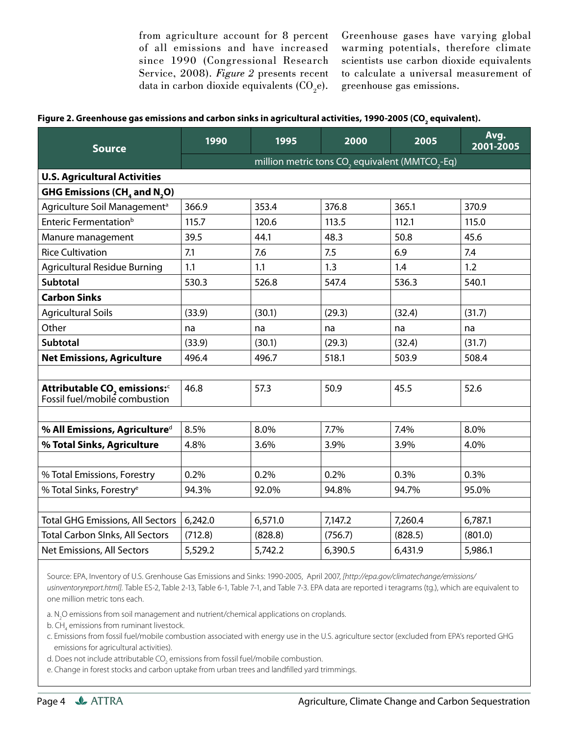from agriculture account for 8 percent of all emissions and have increased since 1990 (Congressional Research Service, 2008). *Figure 2* presents recent data in carbon dioxide equivalents ($CO_2e$).

Greenhouse gases have varying global warming potentials, therefore climate scientists use carbon dioxide equivalents to calculate a universal measurement of greenhouse gas emissions.

**Figure 2. Greenhouse gas emissions and carbon sinks in agricultural activities, 1990-2005 ($CO_2$ equivalent).**

| Source | 1990 | 1995 | 2000 | 2005 | Avg. 2001-2005 |
|---|---|---|---|---|---|
| | million metric tons $CO_2$ equivalent ($MMTCO_2$-Eq) | | | | |
| **U.S. Agricultural Activities** | | | | | |
| **GHG Emissions ($CH_4$ and $N_2O$)** | | | | | |
| Agriculture Soil Management[a] | 366.9 | 353.4 | 376.8 | 365.1 | 370.9 |
| Enteric Fermentation[b] | 115.7 | 120.6 | 113.5 | 112.1 | 115.0 |
| Manure management | 39.5 | 44.1 | 48.3 | 50.8 | 45.6 |
| Rice Cultivation | 7.1 | 7.6 | 7.5 | 6.9 | 7.4 |
| Agricultural Residue Burning | 1.1 | 1.1 | 1.3 | 1.4 | 1.2 |
| **Subtotal** | 530.3 | 526.8 | 547.4 | 536.3 | 540.1 |
| **Carbon Sinks** | | | | | |
| Agricultural Soils | (33.9) | (30.1) | (29.3) | (32.4) | (31.7) |
| Other | na | na | na | na | na |
| **Subtotal** | (33.9) | (30.1) | (29.3) | (32.4) | (31.7) |
| **Net Emissions, Agriculture** | 496.4 | 496.7 | 518.1 | 503.9 | 508.4 |
| | | | | | |
| **Attributable $CO_2$ emissions:**[c] Fossil fuel/mobile combustion | 46.8 | 57.3 | 50.9 | 45.5 | 52.6 |
| | | | | | |
| **% All Emissions, Agriculture**[d] | 8.5% | 8.0% | 7.7% | 7.4% | 8.0% |
| **% Total Sinks, Agriculture** | 4.8% | 3.6% | 3.9% | 3.9% | 4.0% |
| | | | | | |
| % Total Emissions, Forestry | 0.2% | 0.2% | 0.2% | 0.3% | 0.3% |
| % Total Sinks, Forestry[e] | 94.3% | 92.0% | 94.8% | 94.7% | 95.0% |
| | | | | | |
| Total GHG Emissions, All Sectors | 6,242.0 | 6,571.0 | 7,147.2 | 7,260.4 | 6,787.1 |
| Total Carbon SInks, All Sectors | (712.8) | (828.8) | (756.7) | (828.5) | (801.0) |
| Net Emissions, All Sectors | 5,529.2 | 5,742.2 | 6,390.5 | 6,431.9 | 5,986.1 |

Source: EPA, Inventory of U.S. Grenhouse Gas Emissions and Sinks: 1990-2005, April 2007, *[http://epa.gov/climatechange/emissions/usinventoryreport.html]*. Table ES-2, Table 2-13, Table 6-1, Table 7-1, and Table 7-3. EPA data are reported i teragrams (tg.), which are equivalent to one million metric tons each.

a. $N_2O$ emissions from soil management and nutrient/chemical applications on croplands.

b. $CH_4$ emissions from ruminant livestock.

c. Emissions from fossil fuel/mobile combustion associated with energy use in the U.S. agriculture sector (excluded from EPA's reported GHG emissions for agricultural activities).

d. Does not include attributable $CO_2$ emissions from fossil fuel/mobile combustion.

e. Change in forest stocks and carbon uptake from urban trees and landfilled yard trimmings.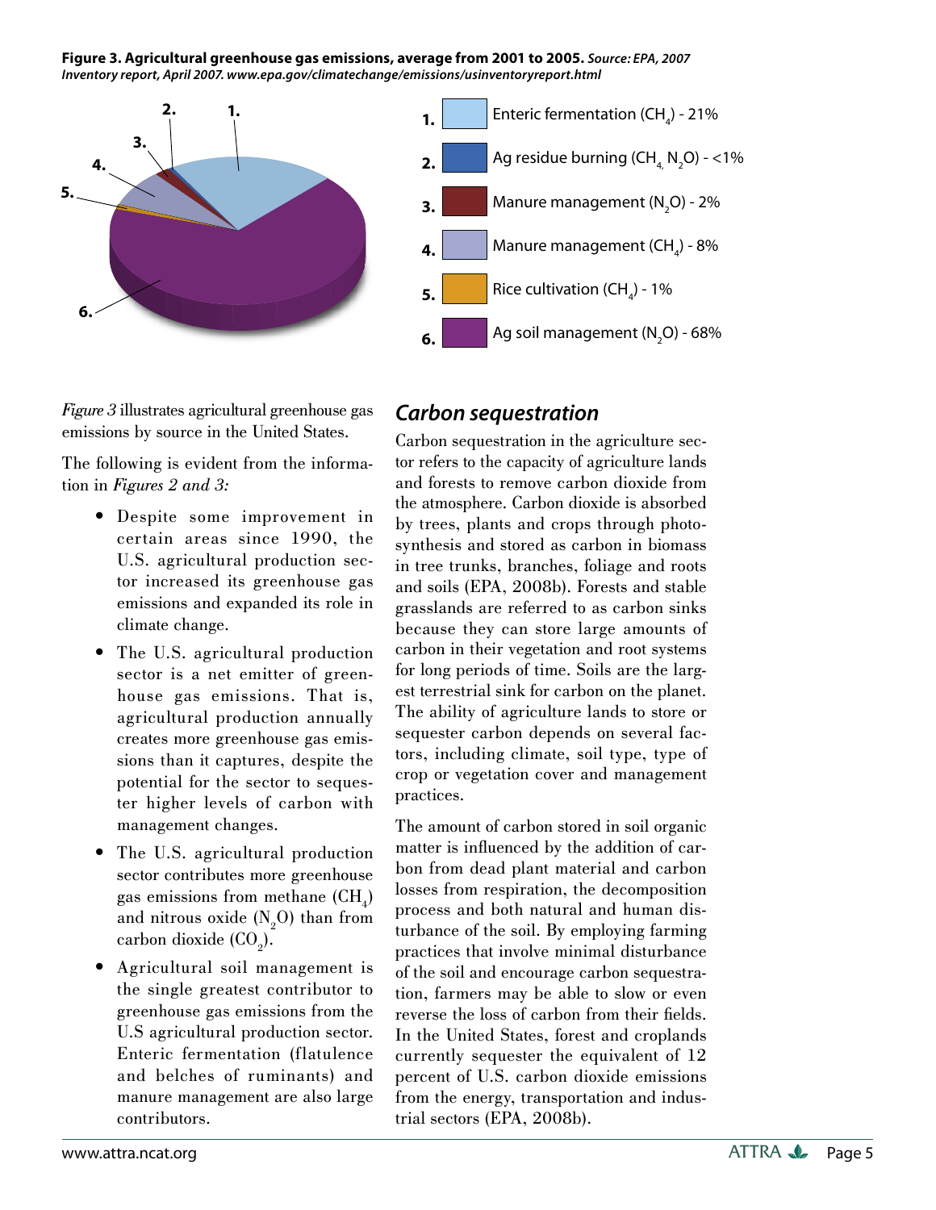**Figure 3. Agricultural greenhouse gas emissions, average from 2001 to 2005.** ***Source: EPA, 2007 Inventory report, April 2007. www.epa.gov/climatechange/emissions/usinventoryreport.html***

1. Enteric fermentation ($CH_4$) - 21%
2. Ag residue burning ($CH_4$, $N_2O$) - <1%
3. Manure management ($N_2O$) - 2%
4. Manure management ($CH_4$) - 8%
5. Rice cultivation ($CH_4$) - 1%
6. Ag soil management ($N_2O$) - 68%

*Figure 3* illustrates agricultural greenhouse gas emissions by source in the United States.

The following is evident from the information in *Figures 2 and 3:*

- Despite some improvement in certain areas since 1990, the U.S. agricultural production sector increased its greenhouse gas emissions and expanded its role in climate change.
- The U.S. agricultural production sector is a net emitter of greenhouse gas emissions. That is, agricultural production annually creates more greenhouse gas emissions than it captures, despite the potential for the sector to sequester higher levels of carbon with management changes.
- The U.S. agricultural production sector contributes more greenhouse gas emissions from methane ($CH_4$) and nitrous oxide ($N_2O$) than from carbon dioxide ($CO_2$).
- Agricultural soil management is the single greatest contributor to greenhouse gas emissions from the U.S agricultural production sector. Enteric fermentation (flatulence and belches of ruminants) and manure management are also large contributors.

## *Carbon sequestration*

Carbon sequestration in the agriculture sector refers to the capacity of agriculture lands and forests to remove carbon dioxide from the atmosphere. Carbon dioxide is absorbed by trees, plants and crops through photosynthesis and stored as carbon in biomass in tree trunks, branches, foliage and roots and soils (EPA, 2008b). Forests and stable grasslands are referred to as carbon sinks because they can store large amounts of carbon in their vegetation and root systems for long periods of time. Soils are the largest terrestrial sink for carbon on the planet. The ability of agriculture lands to store or sequester carbon depends on several factors, including climate, soil type, type of crop or vegetation cover and management practices.

The amount of carbon stored in soil organic matter is influenced by the addition of carbon from dead plant material and carbon losses from respiration, the decomposition process and both natural and human disturbance of the soil. By employing farming practices that involve minimal disturbance of the soil and encourage carbon sequestration, farmers may be able to slow or even reverse the loss of carbon from their fields. In the United States, forest and croplands currently sequester the equivalent of 12 percent of U.S. carbon dioxide emissions from the energy, transportation and industrial sectors (EPA, 2008b).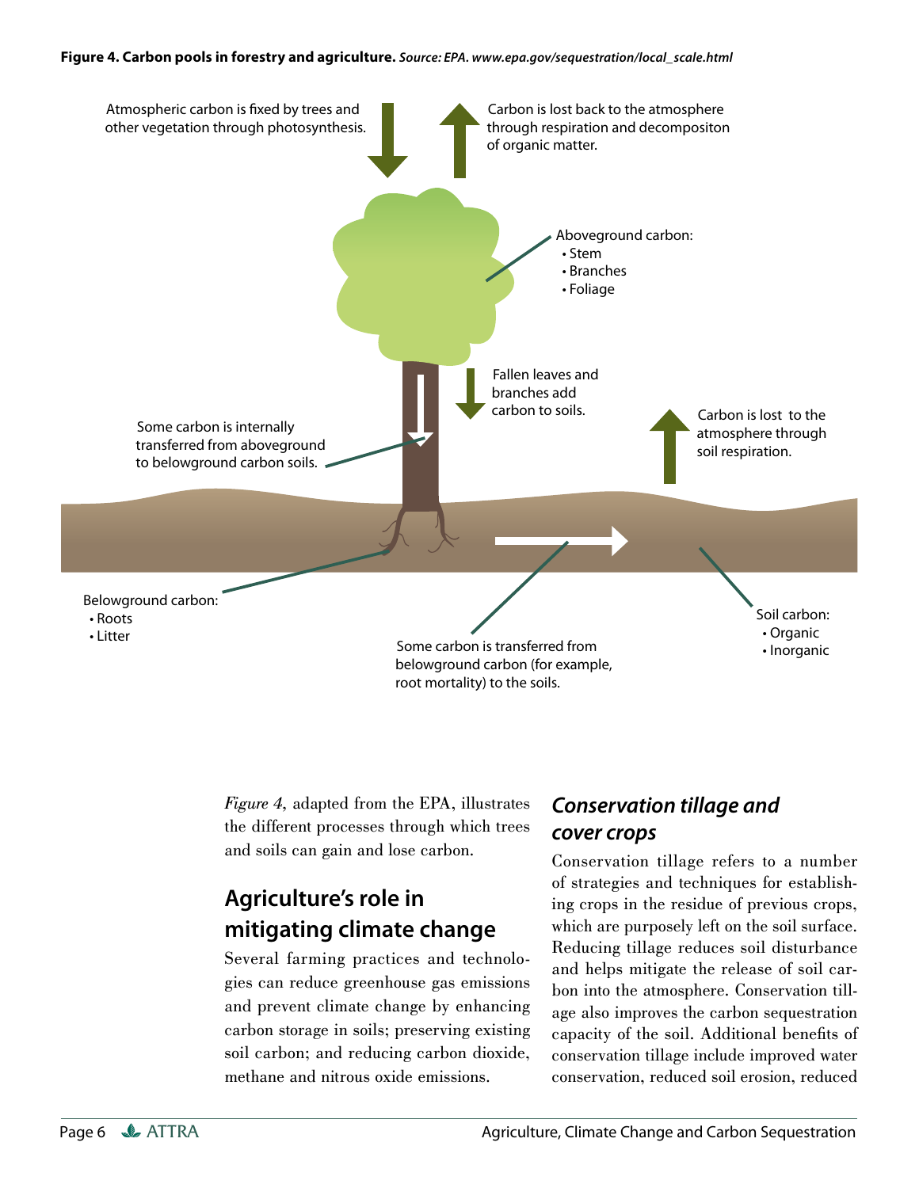**Figure 4. Carbon pools in forestry and agriculture.** *Source: EPA. www.epa.gov/sequestration/local_scale.html*

Atmospheric carbon is fixed by trees and other vegetation through photosynthesis.

Carbon is lost back to the atmosphere through respiration and decompositon of organic matter.

Aboveground carbon:
- Stem
- Branches
- Foliage

Fallen leaves and branches add carbon to soils.

Some carbon is internally transferred from aboveground to belowground carbon soils.

Carbon is lost to the atmosphere through soil respiration.

Belowground carbon:
- Roots
- Litter

Some carbon is transferred from belowground carbon (for example, root mortality) to the soils.

Soil carbon:
- Organic
- Inorganic

*Figure 4*, adapted from the EPA, illustrates the different processes through which trees and soils can gain and lose carbon.

## Agriculture's role in mitigating climate change

Several farming practices and technologies can reduce greenhouse gas emissions and prevent climate change by enhancing carbon storage in soils; preserving existing soil carbon; and reducing carbon dioxide, methane and nitrous oxide emissions.

### *Conservation tillage and cover crops*

Conservation tillage refers to a number of strategies and techniques for establishing crops in the residue of previous crops, which are purposely left on the soil surface. Reducing tillage reduces soil disturbance and helps mitigate the release of soil carbon into the atmosphere. Conservation tillage also improves the carbon sequestration capacity of the soil. Additional benefits of conservation tillage include improved water conservation, reduced soil erosion, reduced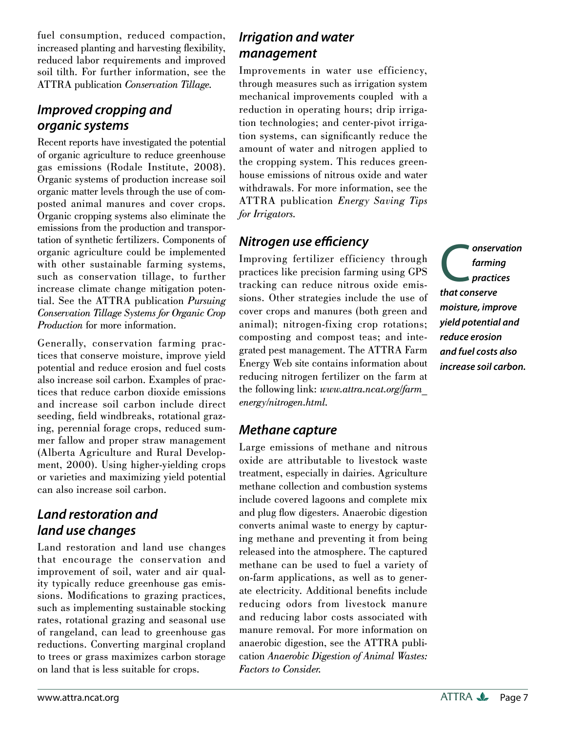fuel consumption, reduced compaction, increased planting and harvesting flexibility, reduced labor requirements and improved soil tilth. For further information, see the ATTRA publication *Conservation Tillage.*

## Improved cropping and organic systems

Recent reports have investigated the potential of organic agriculture to reduce greenhouse gas emissions (Rodale Institute, 2008). Organic systems of production increase soil organic matter levels through the use of composted animal manures and cover crops. Organic cropping systems also eliminate the emissions from the production and transportation of synthetic fertilizers. Components of organic agriculture could be implemented with other sustainable farming systems, such as conservation tillage, to further increase climate change mitigation potential. See the ATTRA publication *Pursuing Conservation Tillage Systems for Organic Crop Production* for more information.

Generally, conservation farming practices that conserve moisture, improve yield potential and reduce erosion and fuel costs also increase soil carbon. Examples of practices that reduce carbon dioxide emissions and increase soil carbon include direct seeding, field windbreaks, rotational grazing, perennial forage crops, reduced summer fallow and proper straw management (Alberta Agriculture and Rural Development, 2000). Using higher-yielding crops or varieties and maximizing yield potential can also increase soil carbon.

## Land restoration and land use changes

Land restoration and land use changes that encourage the conservation and improvement of soil, water and air quality typically reduce greenhouse gas emissions. Modifications to grazing practices, such as implementing sustainable stocking rates, rotational grazing and seasonal use of rangeland, can lead to greenhouse gas reductions. Converting marginal cropland to trees or grass maximizes carbon storage on land that is less suitable for crops.

## Irrigation and water management

Improvements in water use efficiency, through measures such as irrigation system mechanical improvements coupled with a reduction in operating hours; drip irrigation technologies; and center-pivot irrigation systems, can significantly reduce the amount of water and nitrogen applied to the cropping system. This reduces greenhouse emissions of nitrous oxide and water withdrawals. For more information, see the ATTRA publication *Energy Saving Tips for Irrigators.*

## Nitrogen use efficiency

Improving fertilizer efficiency through practices like precision farming using GPS tracking can reduce nitrous oxide emissions. Other strategies include the use of cover crops and manures (both green and animal); nitrogen-fixing crop rotations; composting and compost teas; and integrated pest management. The ATTRA Farm Energy Web site contains information about reducing nitrogen fertilizer on the farm at the following link: *www.attra.ncat.org/farm_energy/nitrogen.html.*

## Methane capture

Large emissions of methane and nitrous oxide are attributable to livestock waste treatment, especially in dairies. Agriculture methane collection and combustion systems include covered lagoons and complete mix and plug flow digesters. Anaerobic digestion converts animal waste to energy by capturing methane and preventing it from being released into the atmosphere. The captured methane can be used to fuel a variety of on-farm applications, as well as to generate electricity. Additional benefits include reducing odors from livestock manure and reducing labor costs associated with manure removal. For more information on anaerobic digestion, see the ATTRA publication *Anaerobic Digestion of Animal Wastes: Factors to Consider.*

***Conservation farming practices that conserve moisture, improve yield potential and reduce erosion and fuel costs also increase soil carbon.***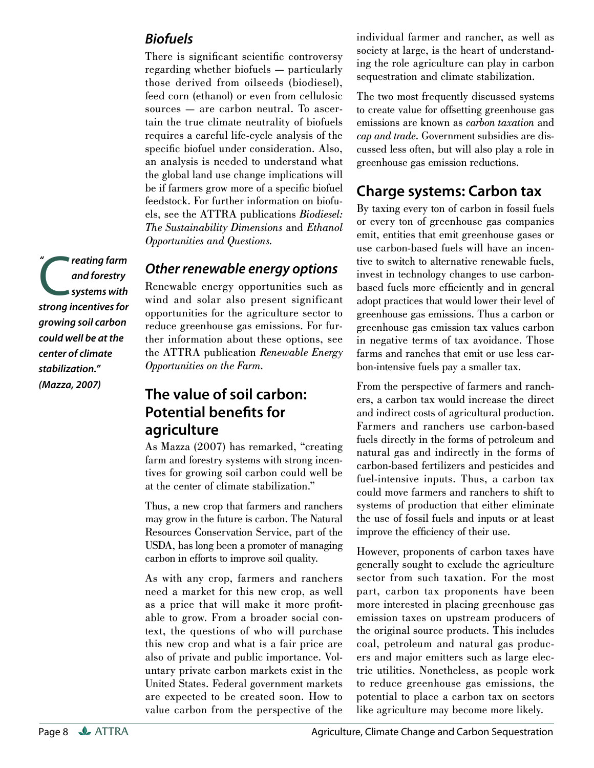### *Biofuels*

There is significant scientific controversy regarding whether biofuels — particularly those derived from oilseeds (biodiesel), feed corn (ethanol) or even from cellulosic sources — are carbon neutral. To ascertain the true climate neutrality of biofuels requires a careful life-cycle analysis of the specific biofuel under consideration. Also, an analysis is needed to understand what the global land use change implications will be if farmers grow more of a specific biofuel feedstock. For further information on biofuels, see the ATTRA publications *Biodiesel: The Sustainability Dimensions* and *Ethanol Opportunities and Questions*.

***"Creating farm and forestry systems with strong incentives for growing soil carbon could well be at the center of climate stabilization." (Mazza, 2007)***

### *Other renewable energy options*

Renewable energy opportunities such as wind and solar also present significant opportunities for the agriculture sector to reduce greenhouse gas emissions. For further information about these options, see the ATTRA publication *Renewable Energy Opportunities on the Farm*.

## The value of soil carbon: Potential benefits for agriculture

As Mazza (2007) has remarked, "creating farm and forestry systems with strong incentives for growing soil carbon could well be at the center of climate stabilization."

Thus, a new crop that farmers and ranchers may grow in the future is carbon. The Natural Resources Conservation Service, part of the USDA, has long been a promoter of managing carbon in efforts to improve soil quality.

As with any crop, farmers and ranchers need a market for this new crop, as well as a price that will make it more profitable to grow. From a broader social context, the questions of who will purchase this new crop and what is a fair price are also of private and public importance. Voluntary private carbon markets exist in the United States. Federal government markets are expected to be created soon. How to value carbon from the perspective of the individual farmer and rancher, as well as society at large, is the heart of understanding the role agriculture can play in carbon sequestration and climate stabilization.

The two most frequently discussed systems to create value for offsetting greenhouse gas emissions are known as *carbon taxation* and *cap and trade*. Government subsidies are discussed less often, but will also play a role in greenhouse gas emission reductions.

## Charge systems: Carbon tax

By taxing every ton of carbon in fossil fuels or every ton of greenhouse gas companies emit, entities that emit greenhouse gases or use carbon-based fuels will have an incentive to switch to alternative renewable fuels, invest in technology changes to use carbon-based fuels more efficiently and in general adopt practices that would lower their level of greenhouse gas emissions. Thus a carbon or greenhouse gas emission tax values carbon in negative terms of tax avoidance. Those farms and ranches that emit or use less carbon-intensive fuels pay a smaller tax.

From the perspective of farmers and ranchers, a carbon tax would increase the direct and indirect costs of agricultural production. Farmers and ranchers use carbon-based fuels directly in the forms of petroleum and natural gas and indirectly in the forms of carbon-based fertilizers and pesticides and fuel-intensive inputs. Thus, a carbon tax could move farmers and ranchers to shift to systems of production that either eliminate the use of fossil fuels and inputs or at least improve the efficiency of their use.

However, proponents of carbon taxes have generally sought to exclude the agriculture sector from such taxation. For the most part, carbon tax proponents have been more interested in placing greenhouse gas emission taxes on upstream producers of the original source products. This includes coal, petroleum and natural gas producers and major emitters such as large electric utilities. Nonetheless, as people work to reduce greenhouse gas emissions, the potential to place a carbon tax on sectors like agriculture may become more likely.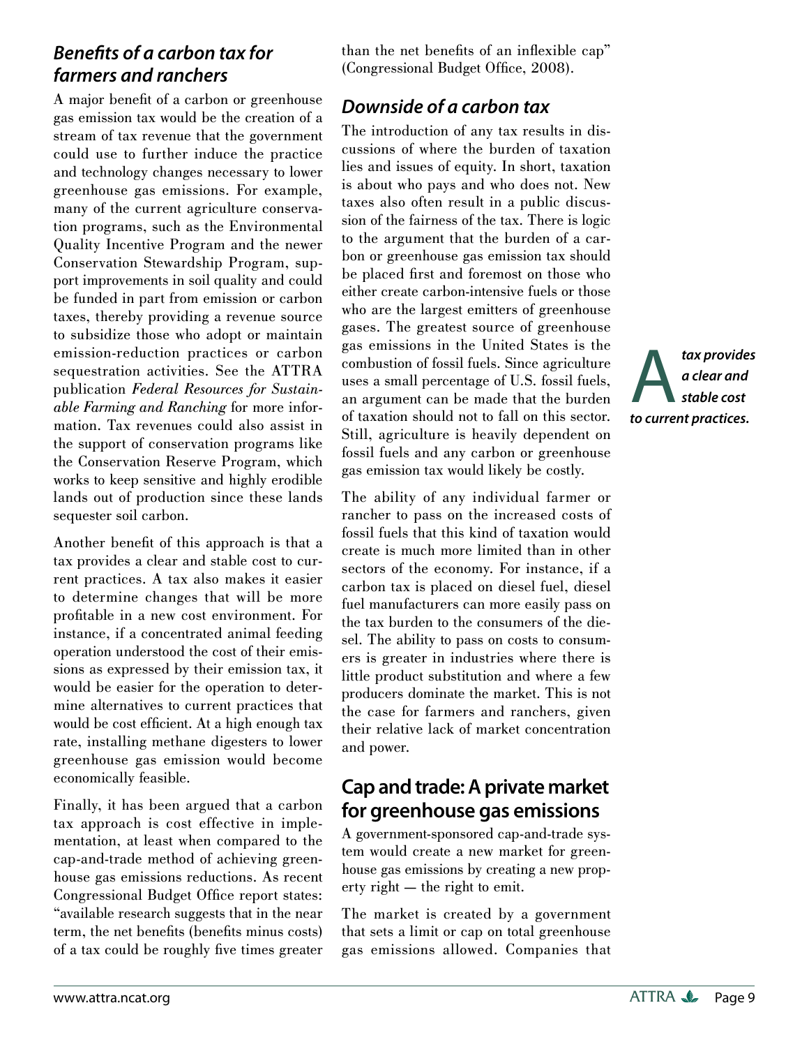### *Benefits of a carbon tax for farmers and ranchers*

A major benefit of a carbon or greenhouse gas emission tax would be the creation of a stream of tax revenue that the government could use to further induce the practice and technology changes necessary to lower greenhouse gas emissions. For example, many of the current agriculture conservation programs, such as the Environmental Quality Incentive Program and the newer Conservation Stewardship Program, support improvements in soil quality and could be funded in part from emission or carbon taxes, thereby providing a revenue source to subsidize those who adopt or maintain emission-reduction practices or carbon sequestration activities. See the ATTRA publication *Federal Resources for Sustainable Farming and Ranching* for more information. Tax revenues could also assist in the support of conservation programs like the Conservation Reserve Program, which works to keep sensitive and highly erodible lands out of production since these lands sequester soil carbon.

Another benefit of this approach is that a tax provides a clear and stable cost to current practices. A tax also makes it easier to determine changes that will be more profitable in a new cost environment. For instance, if a concentrated animal feeding operation understood the cost of their emissions as expressed by their emission tax, it would be easier for the operation to determine alternatives to current practices that would be cost efficient. At a high enough tax rate, installing methane digesters to lower greenhouse gas emission would become economically feasible.

Finally, it has been argued that a carbon tax approach is cost effective in implementation, at least when compared to the cap-and-trade method of achieving greenhouse gas emissions reductions. As recent Congressional Budget Office report states: "available research suggests that in the near term, the net benefits (benefits minus costs) of a tax could be roughly five times greater than the net benefits of an inflexible cap" (Congressional Budget Office, 2008).

### *Downside of a carbon tax*

The introduction of any tax results in discussions of where the burden of taxation lies and issues of equity. In short, taxation is about who pays and who does not. New taxes also often result in a public discussion of the fairness of the tax. There is logic to the argument that the burden of a carbon or greenhouse gas emission tax should be placed first and foremost on those who either create carbon-intensive fuels or those who are the largest emitters of greenhouse gases. The greatest source of greenhouse gas emissions in the United States is the combustion of fossil fuels. Since agriculture uses a small percentage of U.S. fossil fuels, an argument can be made that the burden of taxation should not to fall on this sector. Still, agriculture is heavily dependent on fossil fuels and any carbon or greenhouse gas emission tax would likely be costly.

*A tax provides a clear and stable cost to current practices.*

The ability of any individual farmer or rancher to pass on the increased costs of fossil fuels that this kind of taxation would create is much more limited than in other sectors of the economy. For instance, if a carbon tax is placed on diesel fuel, diesel fuel manufacturers can more easily pass on the tax burden to the consumers of the diesel. The ability to pass on costs to consumers is greater in industries where there is little product substitution and where a few producers dominate the market. This is not the case for farmers and ranchers, given their relative lack of market concentration and power.

## Cap and trade: A private market for greenhouse gas emissions

A government-sponsored cap-and-trade system would create a new market for greenhouse gas emissions by creating a new property right — the right to emit.

The market is created by a government that sets a limit or cap on total greenhouse gas emissions allowed. Companies that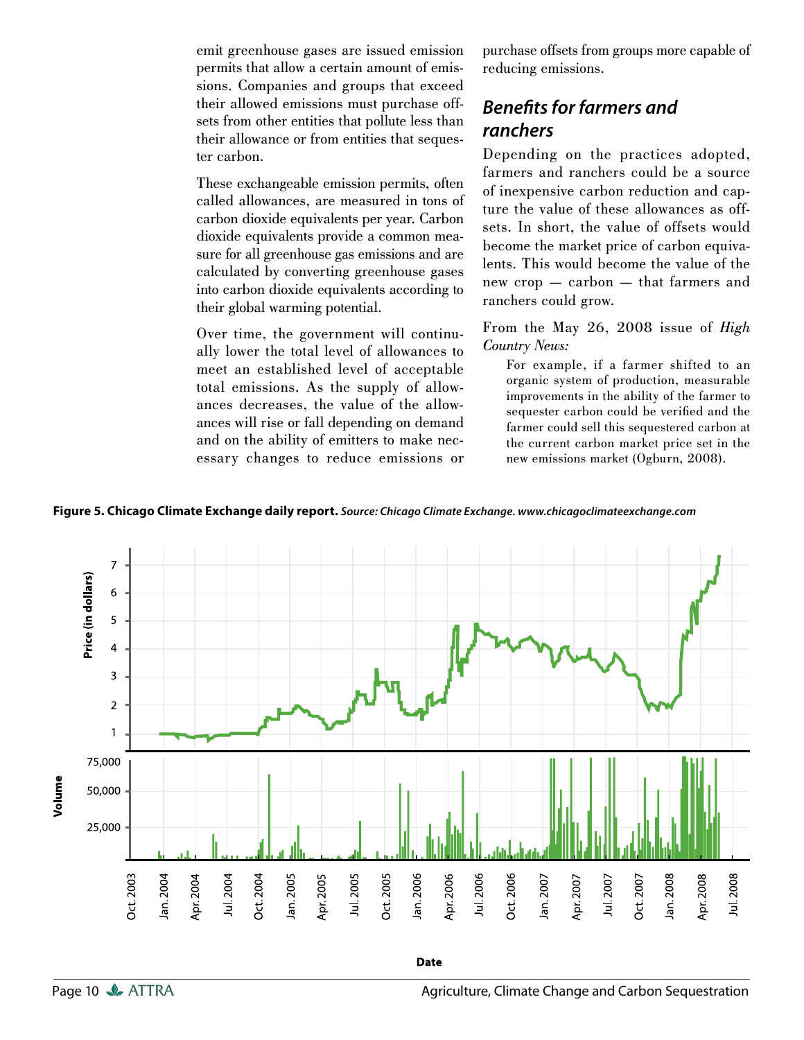emit greenhouse gases are issued emission permits that allow a certain amount of emissions. Companies and groups that exceed their allowed emissions must purchase offsets from other entities that pollute less than their allowance or from entities that sequester carbon.

These exchangeable emission permits, often called allowances, are measured in tons of carbon dioxide equivalents per year. Carbon dioxide equivalents provide a common measure for all greenhouse gas emissions and are calculated by converting greenhouse gases into carbon dioxide equivalents according to their global warming potential.

Over time, the government will continually lower the total level of allowances to meet an established level of acceptable total emissions. As the supply of allowances decreases, the value of the allowances will rise or fall depending on demand and on the ability of emitters to make necessary changes to reduce emissions or purchase offsets from groups more capable of reducing emissions.

## Benefits for farmers and ranchers

Depending on the practices adopted, farmers and ranchers could be a source of inexpensive carbon reduction and capture the value of these allowances as offsets. In short, the value of offsets would become the market price of carbon equivalents. This would become the value of the new crop — carbon — that farmers and ranchers could grow.

From the May 26, 2008 issue of *High Country News:*

> For example, if a farmer shifted to an organic system of production, measurable improvements in the ability of the farmer to sequester carbon could be verified and the farmer could sell this sequestered carbon at the current carbon market price set in the new emissions market (Ogburn, 2008).

**Figure 5. Chicago Climate Exchange daily report.** ***Source: Chicago Climate Exchange. www.chicagoclimateexchange.com***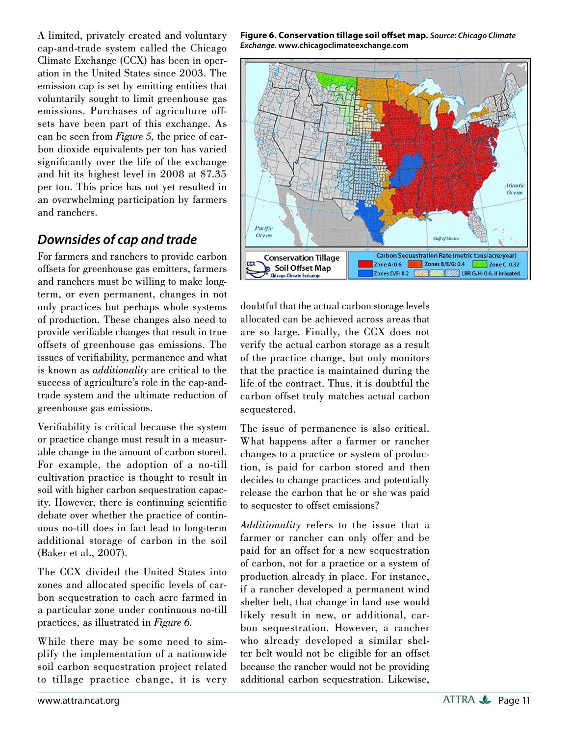A limited, privately created and voluntary cap-and-trade system called the Chicago Climate Exchange (CCX) has been in operation in the United States since 2003. The emission cap is set by emitting entities that voluntarily sought to limit greenhouse gas emissions. Purchases of agriculture offsets have been part of this exchange. As can be seen from *Figure 5*, the price of carbon dioxide equivalents per ton has varied significantly over the life of the exchange and hit its highest level in 2008 at $7.35 per ton. This price has not yet resulted in an overwhelming participation by farmers and ranchers.

## Downsides of cap and trade

For farmers and ranchers to provide carbon offsets for greenhouse gas emitters, farmers and ranchers must be willing to make long-term, or even permanent, changes in not only practices but perhaps whole systems of production. These changes also need to provide verifiable changes that result in true offsets of greenhouse gas emissions. The issues of verifiability, permanence and what is known as *additionality* are critical to the success of agriculture's role in the cap-and-trade system and the ultimate reduction of greenhouse gas emissions.

Verifiability is critical because the system or practice change must result in a measurable change in the amount of carbon stored. For example, the adoption of a no-till cultivation practice is thought to result in soil with higher carbon sequestration capacity. However, there is continuing scientific debate over whether the practice of continuous no-till does in fact lead to long-term additional storage of carbon in the soil (Baker et al., 2007).

The CCX divided the United States into zones and allocated specific levels of carbon sequestration to each acre farmed in a particular zone under continuous no-till practices, as illustrated in *Figure 6*.

**Figure 6. Conservation tillage soil offset map.** *Source: Chicago Climate Exchange.* **www.chicagoclimateexchange.com**

While there may be some need to simplify the implementation of a nationwide soil carbon sequestration project related to tillage practice change, it is very doubtful that the actual carbon storage levels allocated can be achieved across areas that are so large. Finally, the CCX does not verify the actual carbon storage as a result of the practice change, but only monitors that the practice is maintained during the life of the contract. Thus, it is doubtful the carbon offset truly matches actual carbon sequestered.

The issue of permanence is also critical. What happens after a farmer or rancher changes to a practice or system of production, is paid for carbon stored and then decides to change practices and potentially release the carbon that he or she was paid to sequester to offset emissions?

*Additionality* refers to the issue that a farmer or rancher can only offer and be paid for an offset for a new sequestration of carbon, not for a practice or a system of production already in place. For instance, if a rancher developed a permanent wind shelter belt, that change in land use would likely result in new, or additional, carbon sequestration. However, a rancher who already developed a similar shelter belt would not be eligible for an offset because the rancher would not be providing additional carbon sequestration. Likewise,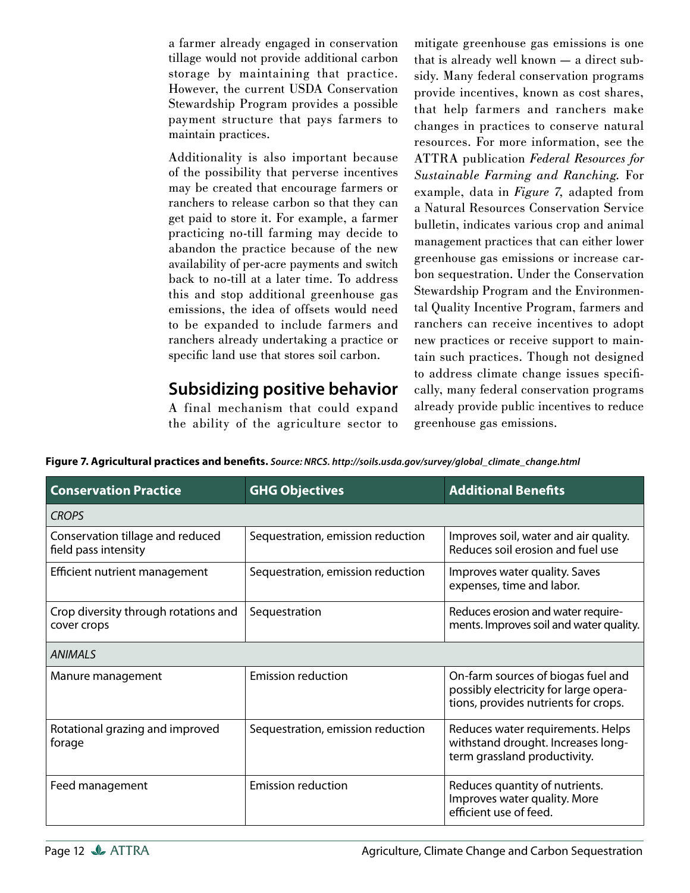a farmer already engaged in conservation tillage would not provide additional carbon storage by maintaining that practice. However, the current USDA Conservation Stewardship Program provides a possible payment structure that pays farmers to maintain practices.

Additionality is also important because of the possibility that perverse incentives may be created that encourage farmers or ranchers to release carbon so that they can get paid to store it. For example, a farmer practicing no-till farming may decide to abandon the practice because of the new availability of per-acre payments and switch back to no-till at a later time. To address this and stop additional greenhouse gas emissions, the idea of offsets would need to be expanded to include farmers and ranchers already undertaking a practice or specific land use that stores soil carbon.

## Subsidizing positive behavior

A final mechanism that could expand the ability of the agriculture sector to mitigate greenhouse gas emissions is one that is already well known — a direct subsidy. Many federal conservation programs provide incentives, known as cost shares, that help farmers and ranchers make changes in practices to conserve natural resources. For more information, see the ATTRA publication *Federal Resources for Sustainable Farming and Ranching*. For example, data in *Figure 7*, adapted from a Natural Resources Conservation Service bulletin, indicates various crop and animal management practices that can either lower greenhouse gas emissions or increase carbon sequestration. Under the Conservation Stewardship Program and the Environmental Quality Incentive Program, farmers and ranchers can receive incentives to adopt new practices or receive support to maintain such practices. Though not designed to address climate change issues specifically, many federal conservation programs already provide public incentives to reduce greenhouse gas emissions.

**Figure 7. Agricultural practices and benefits.** ***Source: NRCS. http://soils.usda.gov/survey/global_climate_change.html***

| Conservation Practice | GHG Objectives | Additional Benefits |
|---|---|---|
| *CROPS* | | |
| Conservation tillage and reduced field pass intensity | Sequestration, emission reduction | Improves soil, water and air quality. Reduces soil erosion and fuel use |
| Efficient nutrient management | Sequestration, emission reduction | Improves water quality. Saves expenses, time and labor. |
| Crop diversity through rotations and cover crops | Sequestration | Reduces erosion and water requirements. Improves soil and water quality. |
| *ANIMALS* | | |
| Manure management | Emission reduction | On-farm sources of biogas fuel and possibly electricity for large operations, provides nutrients for crops. |
| Rotational grazing and improved forage | Sequestration, emission reduction | Reduces water requirements. Helps withstand drought. Increases long-term grassland productivity. |
| Feed management | Emission reduction | Reduces quantity of nutrients. Improves water quality. More efficient use of feed. |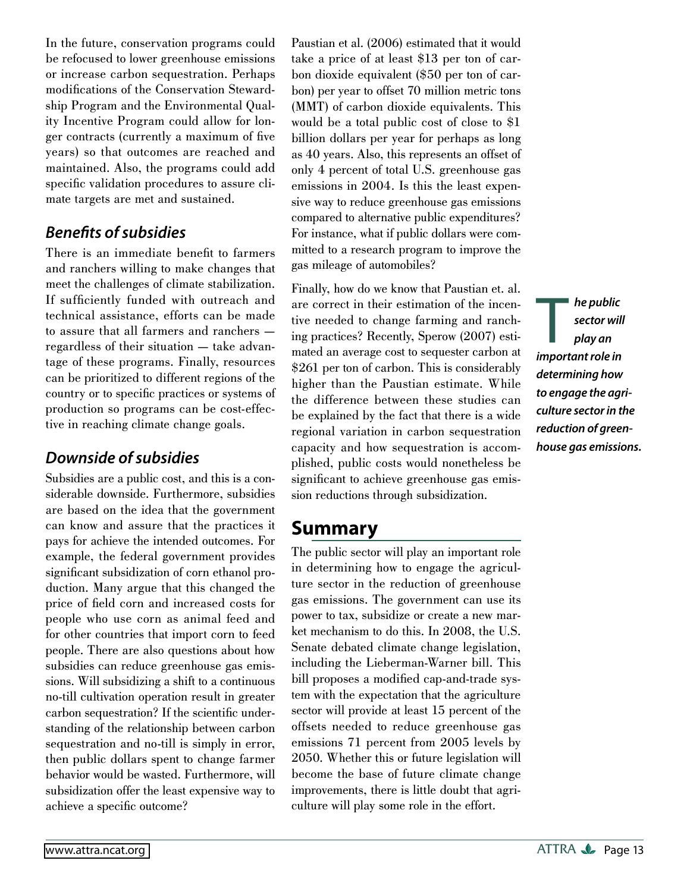In the future, conservation programs could be refocused to lower greenhouse emissions or increase carbon sequestration. Perhaps modifications of the Conservation Stewardship Program and the Environmental Quality Incentive Program could allow for longer contracts (currently a maximum of five years) so that outcomes are reached and maintained. Also, the programs could add specific validation procedures to assure climate targets are met and sustained.

### *Benefits of subsidies*

There is an immediate benefit to farmers and ranchers willing to make changes that meet the challenges of climate stabilization. If sufficiently funded with outreach and technical assistance, efforts can be made to assure that all farmers and ranchers — regardless of their situation — take advantage of these programs. Finally, resources can be prioritized to different regions of the country or to specific practices or systems of production so programs can be cost-effective in reaching climate change goals.

### *Downside of subsidies*

Subsidies are a public cost, and this is a considerable downside. Furthermore, subsidies are based on the idea that the government can know and assure that the practices it pays for achieve the intended outcomes. For example, the federal government provides significant subsidization of corn ethanol production. Many argue that this changed the price of field corn and increased costs for people who use corn as animal feed and for other countries that import corn to feed people. There are also questions about how subsidies can reduce greenhouse gas emissions. Will subsidizing a shift to a continuous no-till cultivation operation result in greater carbon sequestration? If the scientific understanding of the relationship between carbon sequestration and no-till is simply in error, then public dollars spent to change farmer behavior would be wasted. Furthermore, will subsidization offer the least expensive way to achieve a specific outcome?

Paustian et al. (2006) estimated that it would take a price of at least $13 per ton of carbon dioxide equivalent ($50 per ton of carbon) per year to offset 70 million metric tons (MMT) of carbon dioxide equivalents. This would be a total public cost of close to $1 billion dollars per year for perhaps as long as 40 years. Also, this represents an offset of only 4 percent of total U.S. greenhouse gas emissions in 2004. Is this the least expensive way to reduce greenhouse gas emissions compared to alternative public expenditures? For instance, what if public dollars were committed to a research program to improve the gas mileage of automobiles?

Finally, how do we know that Paustian et. al. are correct in their estimation of the incentive needed to change farming and ranching practices? Recently, Sperow (2007) estimated an average cost to sequester carbon at $261 per ton of carbon. This is considerably higher than the Paustian estimate. While the difference between these studies can be explained by the fact that there is a wide regional variation in carbon sequestration capacity and how sequestration is accomplished, public costs would nonetheless be significant to achieve greenhouse gas emission reductions through subsidization.

***The public sector will play an important role in determining how to engage the agriculture sector in the reduction of greenhouse gas emissions.***

## Summary

The public sector will play an important role in determining how to engage the agriculture sector in the reduction of greenhouse gas emissions. The government can use its power to tax, subsidize or create a new market mechanism to do this. In 2008, the U.S. Senate debated climate change legislation, including the Lieberman-Warner bill. This bill proposes a modified cap-and-trade system with the expectation that the agriculture sector will provide at least 15 percent of the offsets needed to reduce greenhouse gas emissions 71 percent from 2005 levels by 2050. Whether this or future legislation will become the base of future climate change improvements, there is little doubt that agriculture will play some role in the effort.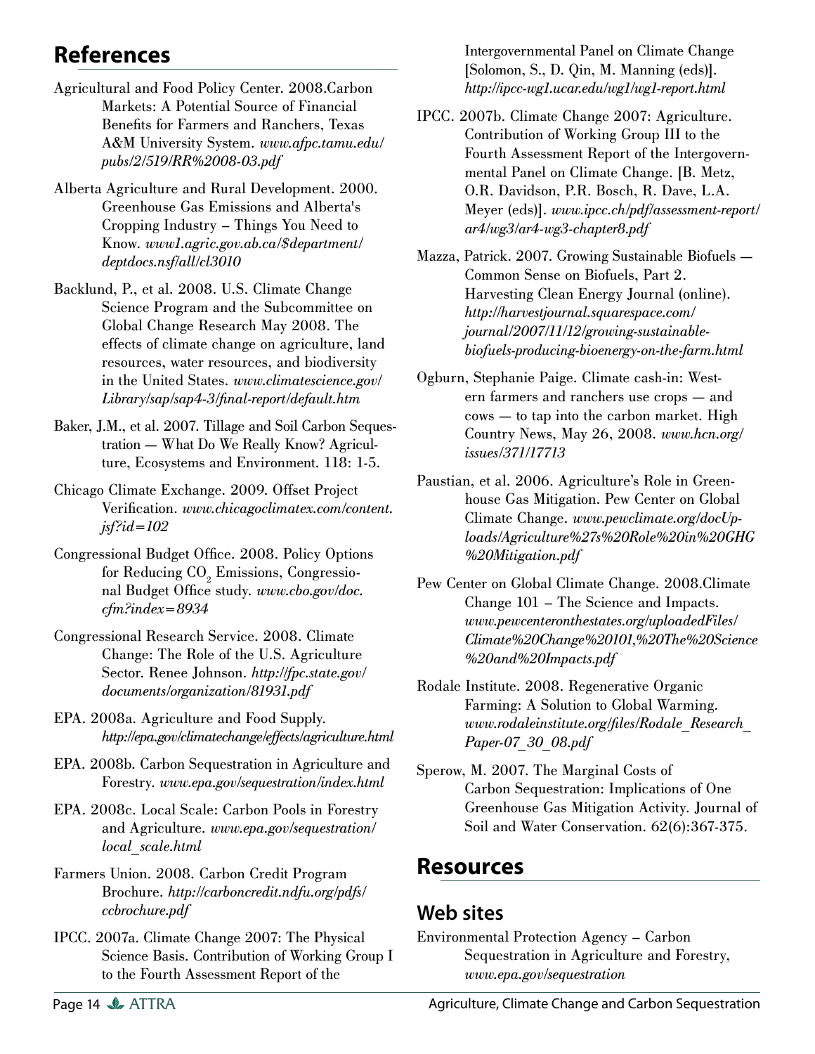## References

Agricultural and Food Policy Center. 2008.Carbon Markets: A Potential Source of Financial Benefits for Farmers and Ranchers, Texas A&M University System. *www.afpc.tamu.edu/pubs/2/519/RR%2008-03.pdf*

Alberta Agriculture and Rural Development. 2000. Greenhouse Gas Emissions and Alberta's Cropping Industry – Things You Need to Know. *www1.agric.gov.ab.ca/$department/deptdocs.nsf/all/cl3010*

Backlund, P., et al. 2008. U.S. Climate Change Science Program and the Subcommittee on Global Change Research May 2008. The effects of climate change on agriculture, land resources, water resources, and biodiversity in the United States. *www.climatescience.gov/Library/sap/sap4-3/final-report/default.htm*

Baker, J.M., et al. 2007. Tillage and Soil Carbon Sequestration — What Do We Really Know? Agriculture, Ecosystems and Environment. 118: 1-5.

Chicago Climate Exchange. 2009. Offset Project Verification. *www.chicagoclimatex.com/content.jsf?id=102*

Congressional Budget Office. 2008. Policy Options for Reducing $CO_2$ Emissions, Congressional Budget Office study. *www.cbo.gov/doc.cfm?index=8934*

Congressional Research Service. 2008. Climate Change: The Role of the U.S. Agriculture Sector. Renee Johnson. *http://fpc.state.gov/documents/organization/81931.pdf*

EPA. 2008a. Agriculture and Food Supply. *http://epa.gov/climatechange/effects/agriculture.html*

EPA. 2008b. Carbon Sequestration in Agriculture and Forestry. *www.epa.gov/sequestration/index.html*

EPA. 2008c. Local Scale: Carbon Pools in Forestry and Agriculture. *www.epa.gov/sequestration/local_scale.html*

Farmers Union. 2008. Carbon Credit Program Brochure. *http://carboncredit.ndfu.org/pdfs/ccbrochure.pdf*

IPCC. 2007a. Climate Change 2007: The Physical Science Basis. Contribution of Working Group I to the Fourth Assessment Report of the Intergovernmental Panel on Climate Change [Solomon, S., D. Qin, M. Manning (eds)]. *http://ipcc-wg1.ucar.edu/wg1/wg1-report.html*

IPCC. 2007b. Climate Change 2007: Agriculture. Contribution of Working Group III to the Fourth Assessment Report of the Intergovernmental Panel on Climate Change. [B. Metz, O.R. Davidson, P.R. Bosch, R. Dave, L.A. Meyer (eds)]. *www.ipcc.ch/pdf/assessment-report/ar4/wg3/ar4-wg3-chapter8.pdf*

Mazza, Patrick. 2007. Growing Sustainable Biofuels — Common Sense on Biofuels, Part 2. Harvesting Clean Energy Journal (online). *http://harvestjournal.squarespace.com/journal/2007/11/12/growing-sustainable-biofuels-producing-bioenergy-on-the-farm.html*

Ogburn, Stephanie Paige. Climate cash-in: Western farmers and ranchers use crops — and cows — to tap into the carbon market. High Country News, May 26, 2008. *www.hcn.org/issues/371/17713*

Paustian, et al. 2006. Agriculture's Role in Greenhouse Gas Mitigation. Pew Center on Global Climate Change. *www.pewclimate.org/docUploads/Agriculture%27s%20Role%20in%20GHG%20Mitigation.pdf*

Pew Center on Global Climate Change. 2008.Climate Change 101 – The Science and Impacts. *www.pewcenteronthestates.org/uploadedFiles/Climate%20Change%20101,%20The%20Science%20and%20Impacts.pdf*

Rodale Institute. 2008. Regenerative Organic Farming: A Solution to Global Warming. *www.rodaleinstitute.org/files/Rodale_Research_Paper-07_30_08.pdf*

Sperow, M. 2007. The Marginal Costs of Carbon Sequestration: Implications of One Greenhouse Gas Mitigation Activity. Journal of Soil and Water Conservation. 62(6):367-375.

## Resources

### Web sites

Environmental Protection Agency – Carbon Sequestration in Agriculture and Forestry, *www.epa.gov/sequestration*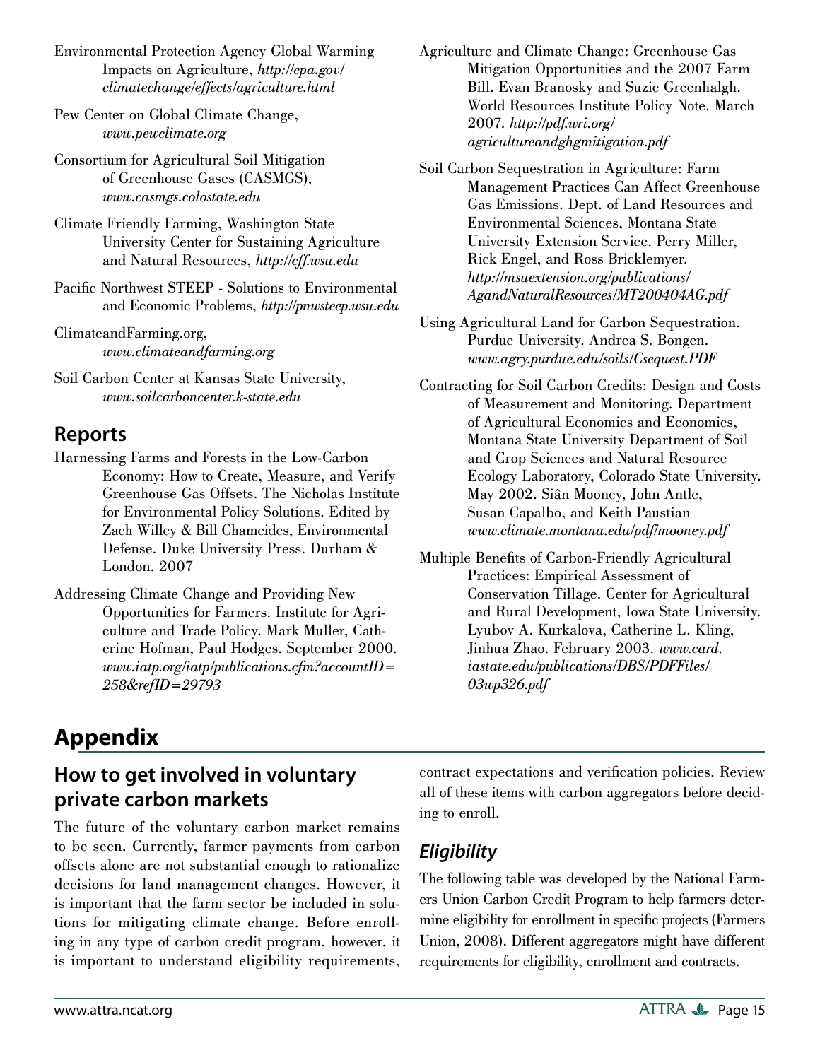Environmental Protection Agency Global Warming Impacts on Agriculture, *http://epa.gov/climatechange/effects/agriculture.html*

Pew Center on Global Climate Change, *www.pewclimate.org*

Consortium for Agricultural Soil Mitigation of Greenhouse Gases (CASMGS), *www.casmgs.colostate.edu*

Climate Friendly Farming, Washington State University Center for Sustaining Agriculture and Natural Resources, *http://cff.wsu.edu*

Pacific Northwest STEEP - Solutions to Environmental and Economic Problems, *http://pnwsteep.wsu.edu*

ClimateandFarming.org, *www.climateandfarming.org*

Soil Carbon Center at Kansas State University, *www.soilcarboncenter.k-state.edu*

## Reports

Harnessing Farms and Forests in the Low-Carbon Economy: How to Create, Measure, and Verify Greenhouse Gas Offsets. The Nicholas Institute for Environmental Policy Solutions. Edited by Zach Willey & Bill Chameides, Environmental Defense. Duke University Press. Durham & London. 2007

Addressing Climate Change and Providing New Opportunities for Farmers. Institute for Agriculture and Trade Policy. Mark Muller, Catherine Hofman, Paul Hodges. September 2000. *www.iatp.org/iatp/publications.cfm?accountID=258&refID=29793*

Agriculture and Climate Change: Greenhouse Gas Mitigation Opportunities and the 2007 Farm Bill. Evan Branosky and Suzie Greenhalgh. World Resources Institute Policy Note. March 2007. *http://pdf.wri.org/agricultureandghgmitigation.pdf*

Soil Carbon Sequestration in Agriculture: Farm Management Practices Can Affect Greenhouse Gas Emissions. Dept. of Land Resources and Environmental Sciences, Montana State University Extension Service. Perry Miller, Rick Engel, and Ross Bricklemyer. *http://msuextension.org/publications/AgandNaturalResources/MT200404AG.pdf*

Using Agricultural Land for Carbon Sequestration. Purdue University. Andrea S. Bongen. *www.agry.purdue.edu/soils/Csequest.PDF*

Contracting for Soil Carbon Credits: Design and Costs of Measurement and Monitoring. Department of Agricultural Economics and Economics, Montana State University Department of Soil and Crop Sciences and Natural Resource Ecology Laboratory, Colorado State University. May 2002. Siân Mooney, John Antle, Susan Capalbo, and Keith Paustian *www.climate.montana.edu/pdf/mooney.pdf*

Multiple Benefits of Carbon-Friendly Agricultural Practices: Empirical Assessment of Conservation Tillage. Center for Agricultural and Rural Development, Iowa State University. Lyubov A. Kurkalova, Catherine L. Kling, Jinhua Zhao. February 2003. *www.card.iastate.edu/publications/DBS/PDFFiles/03wp326.pdf*

# Appendix

## How to get involved in voluntary private carbon markets

The future of the voluntary carbon market remains to be seen. Currently, farmer payments from carbon offsets alone are not substantial enough to rationalize decisions for land management changes. However, it is important that the farm sector be included in solutions for mitigating climate change. Before enrolling in any type of carbon credit program, however, it is important to understand eligibility requirements, contract expectations and verification policies. Review all of these items with carbon aggregators before deciding to enroll.

### *Eligibility*

The following table was developed by the National Farmers Union Carbon Credit Program to help farmers determine eligibility for enrollment in specific projects (Farmers Union, 2008). Different aggregators might have different requirements for eligibility, enrollment and contracts.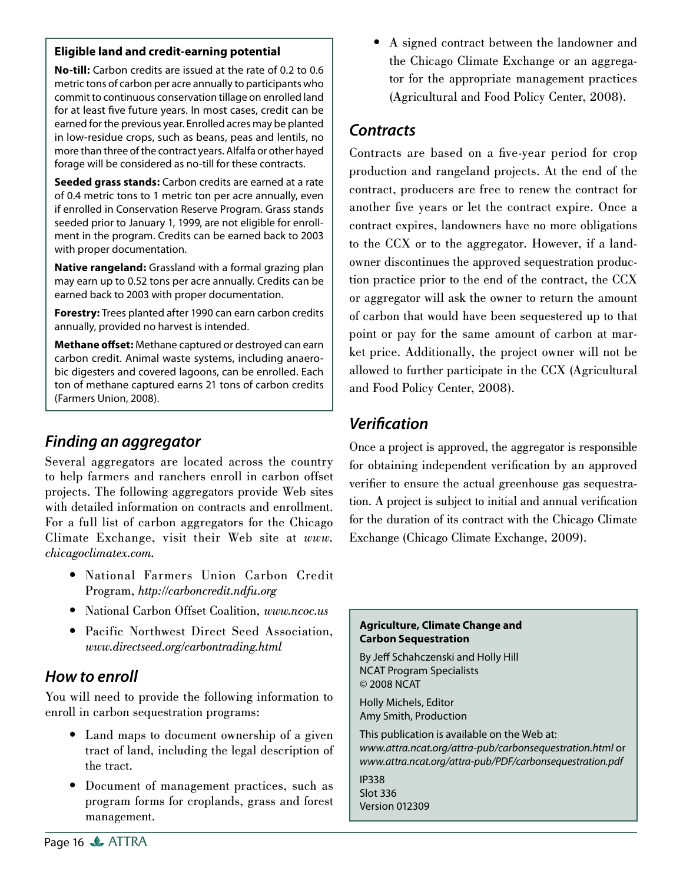**Eligible land and credit-earning potential**

**No-till:** Carbon credits are issued at the rate of 0.2 to 0.6 metric tons of carbon per acre annually to participants who commit to continuous conservation tillage on enrolled land for at least five future years. In most cases, credit can be earned for the previous year. Enrolled acres may be planted in low-residue crops, such as beans, peas and lentils, no more than three of the contract years. Alfalfa or other hayed forage will be considered as no-till for these contracts.

**Seeded grass stands:** Carbon credits are earned at a rate of 0.4 metric tons to 1 metric ton per acre annually, even if enrolled in Conservation Reserve Program. Grass stands seeded prior to January 1, 1999, are not eligible for enrollment in the program. Credits can be earned back to 2003 with proper documentation.

**Native rangeland:** Grassland with a formal grazing plan may earn up to 0.52 tons per acre annually. Credits can be earned back to 2003 with proper documentation.

**Forestry:** Trees planted after 1990 can earn carbon credits annually, provided no harvest is intended.

**Methane offset:** Methane captured or destroyed can earn carbon credit. Animal waste systems, including anaerobic digesters and covered lagoons, can be enrolled. Each ton of methane captured earns 21 tons of carbon credits (Farmers Union, 2008).

## Finding an aggregator

Several aggregators are located across the country to help farmers and ranchers enroll in carbon offset projects. The following aggregators provide Web sites with detailed information on contracts and enrollment. For a full list of carbon aggregators for the Chicago Climate Exchange, visit their Web site at *www.chicagoclimatex.com*.

- National Farmers Union Carbon Credit Program, *http://carboncredit.ndfu.org*
- National Carbon Offset Coalition, *www.ncoc.us*
- Pacific Northwest Direct Seed Association, *www.directseed.org/carbontrading.html*

## How to enroll

You will need to provide the following information to enroll in carbon sequestration programs:

- Land maps to document ownership of a given tract of land, including the legal description of the tract.
- Document of management practices, such as program forms for croplands, grass and forest management.
- A signed contract between the landowner and the Chicago Climate Exchange or an aggregator for the appropriate management practices (Agricultural and Food Policy Center, 2008).

## Contracts

Contracts are based on a five-year period for crop production and rangeland projects. At the end of the contract, producers are free to renew the contract for another five years or let the contract expire. Once a contract expires, landowners have no more obligations to the CCX or to the aggregator. However, if a landowner discontinues the approved sequestration production practice prior to the end of the contract, the CCX or aggregator will ask the owner to return the amount of carbon that would have been sequestered up to that point or pay for the same amount of carbon at market price. Additionally, the project owner will not be allowed to further participate in the CCX (Agricultural and Food Policy Center, 2008).

## Verification

Once a project is approved, the aggregator is responsible for obtaining independent verification by an approved verifier to ensure the actual greenhouse gas sequestration. A project is subject to initial and annual verification for the duration of its contract with the Chicago Climate Exchange (Chicago Climate Exchange, 2009).

**Agriculture, Climate Change and Carbon Sequestration**

By Jeff Schahczenski and Holly Hill
NCAT Program Specialists
© 2008 NCAT

Holly Michels, Editor
Amy Smith, Production

This publication is available on the Web at:
*www.attra.ncat.org/attra-pub/carbonsequestration.html* or
*www.attra.ncat.org/attra-pub/PDF/carbonsequestration.pdf*

IP338
Slot 336
Version 012309